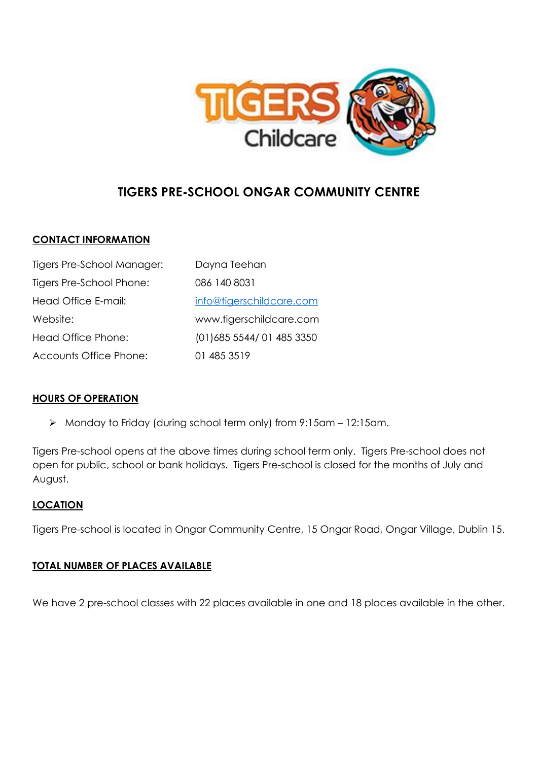# TIGERS PRE-SCHOOL ONGAR COMMUNITY CENTRE

## CONTACT INFORMATION

| | |
|---|---|
| Tigers Pre-School Manager: | Dayna Teehan |
| Tigers Pre-School Phone: | 086 140 8031 |
| Head Office E-mail: | info@tigerschildcare.com |
| Website: | www.tigerschildcare.com |
| Head Office Phone: | (01)685 5544/ 01 485 3350 |
| Accounts Office Phone: | 01 485 3519 |

## HOURS OF OPERATION

- Monday to Friday (during school term only) from 9:15am – 12:15am.

Tigers Pre-school opens at the above times during school term only. Tigers Pre-school does not open for public, school or bank holidays. Tigers Pre-school is closed for the months of July and August.

## LOCATION

Tigers Pre-school is located in Ongar Community Centre, 15 Ongar Road, Ongar Village, Dublin 15.

## TOTAL NUMBER OF PLACES AVAILABLE

We have 2 pre-school classes with 22 places available in one and 18 places available in the other.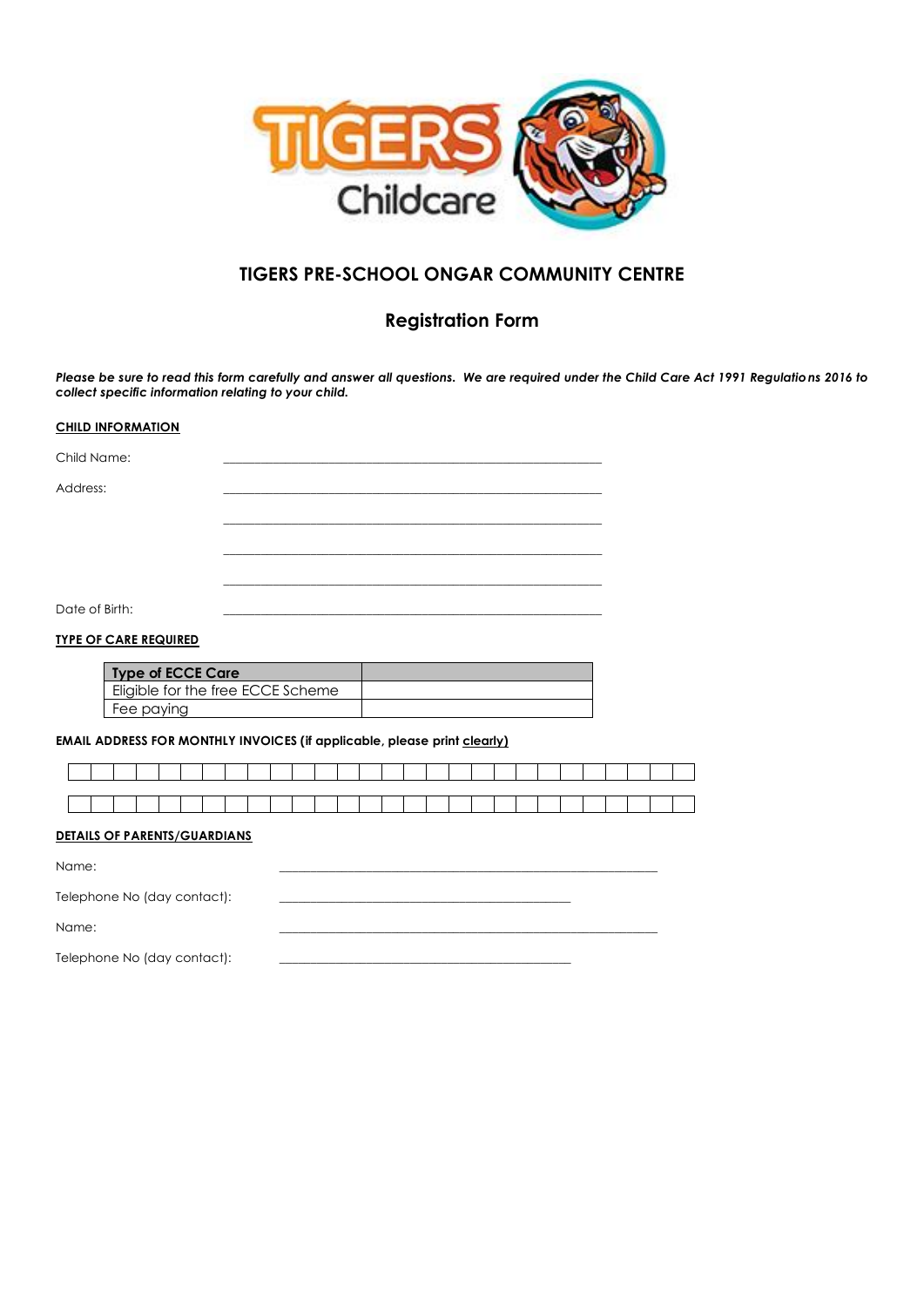# TIGERS PRE-SCHOOL ONGAR COMMUNITY CENTRE

## Registration Form

***Please be sure to read this form carefully and answer all questions. We are required under the Child Care Act 1991 Regulations 2016 to collect specific information relating to your child.***

**CHILD INFORMATION**

Child Name: \_\_\_\_\_\_\_\_\_\_\_\_\_\_\_\_\_\_\_\_\_\_\_\_\_\_\_\_\_\_\_\_\_\_\_\_\_\_\_\_\_\_\_\_\_\_\_\_

Address: \_\_\_\_\_\_\_\_\_\_\_\_\_\_\_\_\_\_\_\_\_\_\_\_\_\_\_\_\_\_\_\_\_\_\_\_\_\_\_\_\_\_\_\_\_\_\_\_

\_\_\_\_\_\_\_\_\_\_\_\_\_\_\_\_\_\_\_\_\_\_\_\_\_\_\_\_\_\_\_\_\_\_\_\_\_\_\_\_\_\_\_\_\_\_\_\_

\_\_\_\_\_\_\_\_\_\_\_\_\_\_\_\_\_\_\_\_\_\_\_\_\_\_\_\_\_\_\_\_\_\_\_\_\_\_\_\_\_\_\_\_\_\_\_\_

\_\_\_\_\_\_\_\_\_\_\_\_\_\_\_\_\_\_\_\_\_\_\_\_\_\_\_\_\_\_\_\_\_\_\_\_\_\_\_\_\_\_\_\_\_\_\_\_

Date of Birth: \_\_\_\_\_\_\_\_\_\_\_\_\_\_\_\_\_\_\_\_\_\_\_\_\_\_\_\_\_\_\_\_\_\_\_\_\_\_\_\_\_\_\_\_\_\_\_\_

**TYPE OF CARE REQUIRED**

| Type of ECCE Care | |
|---|---|
| Eligible for the free ECCE Scheme | |
| Fee paying | |

**EMAIL ADDRESS FOR MONTHLY INVOICES (if applicable, please print clearly)**

| | | | | | | | | | | | | | | | | | | | | | | | | | | | |
|---|---|---|---|---|---|---|---|---|---|---|---|---|---|---|---|---|---|---|---|---|---|---|---|---|---|---|---|
| | | | | | | | | | | | | | | | | | | | | | | | | | | | |

**DETAILS OF PARENTS/GUARDIANS**

Name: \_\_\_\_\_\_\_\_\_\_\_\_\_\_\_\_\_\_\_\_\_\_\_\_\_\_\_\_\_\_\_\_\_\_\_\_\_\_\_\_\_\_\_\_\_\_\_\_

Telephone No (day contact): \_\_\_\_\_\_\_\_\_\_\_\_\_\_\_\_\_\_\_\_\_\_\_\_\_\_\_\_\_\_\_\_\_\_\_\_\_\_

Name: \_\_\_\_\_\_\_\_\_\_\_\_\_\_\_\_\_\_\_\_\_\_\_\_\_\_\_\_\_\_\_\_\_\_\_\_\_\_\_\_\_\_\_\_\_\_\_\_

Telephone No (day contact): \_\_\_\_\_\_\_\_\_\_\_\_\_\_\_\_\_\_\_\_\_\_\_\_\_\_\_\_\_\_\_\_\_\_\_\_\_\_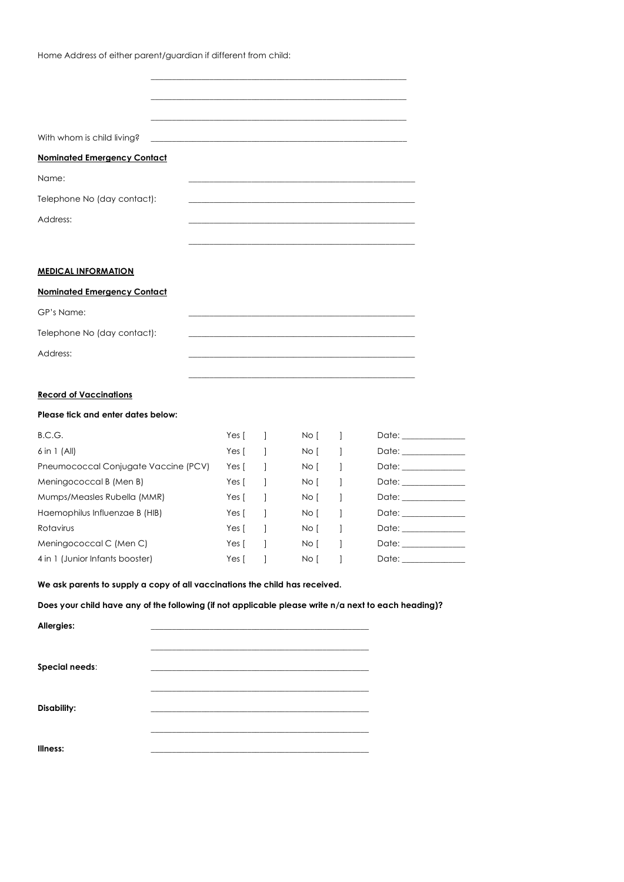Home Address of either parent/guardian if different from child:

\_\_\_\_\_\_\_\_\_\_\_\_\_\_\_\_\_\_\_\_\_\_\_\_\_\_\_\_\_\_\_\_\_\_\_\_\_\_\_\_\_\_\_\_\_\_\_\_\_\_\_\_

\_\_\_\_\_\_\_\_\_\_\_\_\_\_\_\_\_\_\_\_\_\_\_\_\_\_\_\_\_\_\_\_\_\_\_\_\_\_\_\_\_\_\_\_\_\_\_\_\_\_\_\_

\_\_\_\_\_\_\_\_\_\_\_\_\_\_\_\_\_\_\_\_\_\_\_\_\_\_\_\_\_\_\_\_\_\_\_\_\_\_\_\_\_\_\_\_\_\_\_\_\_\_\_\_

With whom is child living? \_\_\_\_\_\_\_\_\_\_\_\_\_\_\_\_\_\_\_\_\_\_\_\_\_\_\_\_\_\_\_\_\_\_\_\_\_\_\_\_\_\_\_\_\_\_\_\_\_\_\_\_

**Nominated Emergency Contact**

Name: \_\_\_\_\_\_\_\_\_\_\_\_\_\_\_\_\_\_\_\_\_\_\_\_\_\_\_\_\_\_\_\_\_\_\_\_\_\_\_\_\_\_\_\_\_\_\_\_\_\_\_\_

Telephone No (day contact): \_\_\_\_\_\_\_\_\_\_\_\_\_\_\_\_\_\_\_\_\_\_\_\_\_\_\_\_\_\_\_\_\_\_\_\_\_\_\_\_\_\_\_\_\_\_\_\_\_\_\_\_

Address: \_\_\_\_\_\_\_\_\_\_\_\_\_\_\_\_\_\_\_\_\_\_\_\_\_\_\_\_\_\_\_\_\_\_\_\_\_\_\_\_\_\_\_\_\_\_\_\_\_\_\_\_

\_\_\_\_\_\_\_\_\_\_\_\_\_\_\_\_\_\_\_\_\_\_\_\_\_\_\_\_\_\_\_\_\_\_\_\_\_\_\_\_\_\_\_\_\_\_\_\_\_\_\_\_

## MEDICAL INFORMATION

**Nominated Emergency Contact**

GP's Name: \_\_\_\_\_\_\_\_\_\_\_\_\_\_\_\_\_\_\_\_\_\_\_\_\_\_\_\_\_\_\_\_\_\_\_\_\_\_\_\_\_\_\_\_\_\_\_\_\_\_\_\_

Telephone No (day contact): \_\_\_\_\_\_\_\_\_\_\_\_\_\_\_\_\_\_\_\_\_\_\_\_\_\_\_\_\_\_\_\_\_\_\_\_\_\_\_\_\_\_\_\_\_\_\_\_\_\_\_\_

Address: \_\_\_\_\_\_\_\_\_\_\_\_\_\_\_\_\_\_\_\_\_\_\_\_\_\_\_\_\_\_\_\_\_\_\_\_\_\_\_\_\_\_\_\_\_\_\_\_\_\_\_\_

\_\_\_\_\_\_\_\_\_\_\_\_\_\_\_\_\_\_\_\_\_\_\_\_\_\_\_\_\_\_\_\_\_\_\_\_\_\_\_\_\_\_\_\_\_\_\_\_\_\_\_\_

**Record of Vaccinations**

**Please tick and enter dates below:**

| Vaccination | Yes | No | Date |
|---|---|---|---|
| B.C.G. | Yes [ ] | No [ ] | Date: \_\_\_\_\_\_\_\_\_\_\_\_ |
| 6 in 1 (All) | Yes [ ] | No [ ] | Date: \_\_\_\_\_\_\_\_\_\_\_\_ |
| Pneumococcal Conjugate Vaccine (PCV) | Yes [ ] | No [ ] | Date: \_\_\_\_\_\_\_\_\_\_\_\_ |
| Meningococcal B (Men B) | Yes [ ] | No [ ] | Date: \_\_\_\_\_\_\_\_\_\_\_\_ |
| Mumps/Measles Rubella (MMR) | Yes [ ] | No [ ] | Date: \_\_\_\_\_\_\_\_\_\_\_\_ |
| Haemophilus Influenzae B (HIB) | Yes [ ] | No [ ] | Date: \_\_\_\_\_\_\_\_\_\_\_\_ |
| Rotavirus | Yes [ ] | No [ ] | Date: \_\_\_\_\_\_\_\_\_\_\_\_ |
| Meningococcal C (Men C) | Yes [ ] | No [ ] | Date: \_\_\_\_\_\_\_\_\_\_\_\_ |
| 4 in 1 (Junior Infants booster) | Yes [ ] | No [ ] | Date: \_\_\_\_\_\_\_\_\_\_\_\_ |

**We ask parents to supply a copy of all vaccinations the child has received.**

**Does your child have any of the following (if not applicable please write n/a next to each heading)?**

**Allergies:** \_\_\_\_\_\_\_\_\_\_\_\_\_\_\_\_\_\_\_\_\_\_\_\_\_\_\_\_\_\_\_\_\_\_\_\_\_\_\_\_\_\_\_\_\_\_\_\_\_\_\_\_

\_\_\_\_\_\_\_\_\_\_\_\_\_\_\_\_\_\_\_\_\_\_\_\_\_\_\_\_\_\_\_\_\_\_\_\_\_\_\_\_\_\_\_\_\_\_\_\_\_\_\_\_

**Special needs**: \_\_\_\_\_\_\_\_\_\_\_\_\_\_\_\_\_\_\_\_\_\_\_\_\_\_\_\_\_\_\_\_\_\_\_\_\_\_\_\_\_\_\_\_\_\_\_\_\_\_\_\_

\_\_\_\_\_\_\_\_\_\_\_\_\_\_\_\_\_\_\_\_\_\_\_\_\_\_\_\_\_\_\_\_\_\_\_\_\_\_\_\_\_\_\_\_\_\_\_\_\_\_\_\_

**Disability:** \_\_\_\_\_\_\_\_\_\_\_\_\_\_\_\_\_\_\_\_\_\_\_\_\_\_\_\_\_\_\_\_\_\_\_\_\_\_\_\_\_\_\_\_\_\_\_\_\_\_\_\_

\_\_\_\_\_\_\_\_\_\_\_\_\_\_\_\_\_\_\_\_\_\_\_\_\_\_\_\_\_\_\_\_\_\_\_\_\_\_\_\_\_\_\_\_\_\_\_\_\_\_\_\_

**Illness:** \_\_\_\_\_\_\_\_\_\_\_\_\_\_\_\_\_\_\_\_\_\_\_\_\_\_\_\_\_\_\_\_\_\_\_\_\_\_\_\_\_\_\_\_\_\_\_\_\_\_\_\_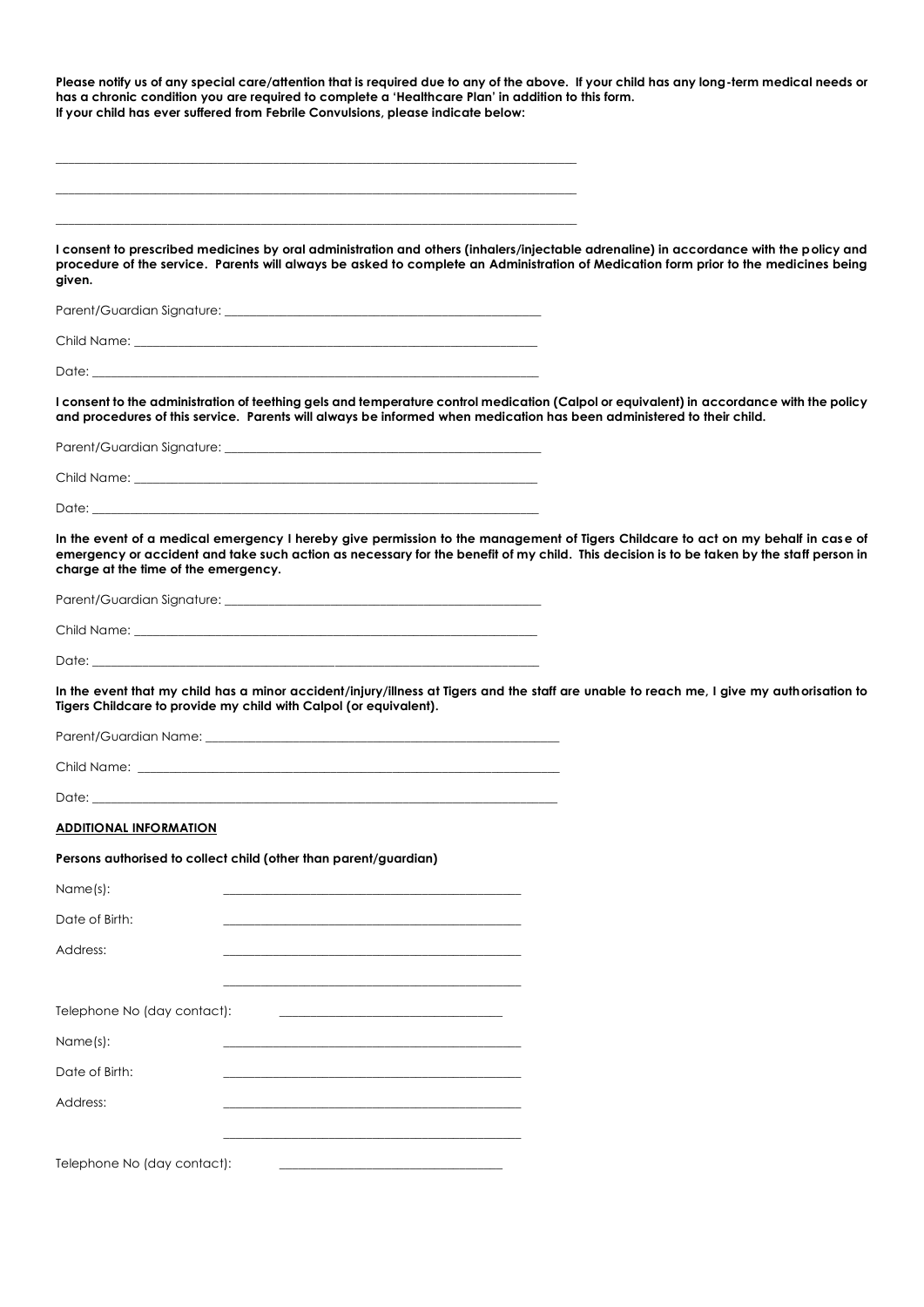**Please notify us of any special care/attention that is required due to any of the above. If your child has any long-term medical needs or has a chronic condition you are required to complete a 'Healthcare Plan' in addition to this form.**
**If your child has ever suffered from Febrile Convulsions, please indicate below:**

\_\_\_\_\_\_\_\_\_\_\_\_\_\_\_\_\_\_\_\_\_\_\_\_\_\_\_\_\_\_\_\_\_\_\_\_\_\_\_\_\_\_\_\_\_\_\_\_\_\_\_\_\_\_\_\_\_\_\_\_\_\_\_\_\_\_\_\_\_\_\_\_

\_\_\_\_\_\_\_\_\_\_\_\_\_\_\_\_\_\_\_\_\_\_\_\_\_\_\_\_\_\_\_\_\_\_\_\_\_\_\_\_\_\_\_\_\_\_\_\_\_\_\_\_\_\_\_\_\_\_\_\_\_\_\_\_\_\_\_\_\_\_\_\_

\_\_\_\_\_\_\_\_\_\_\_\_\_\_\_\_\_\_\_\_\_\_\_\_\_\_\_\_\_\_\_\_\_\_\_\_\_\_\_\_\_\_\_\_\_\_\_\_\_\_\_\_\_\_\_\_\_\_\_\_\_\_\_\_\_\_\_\_\_\_\_\_

**I consent to prescribed medicines by oral administration and others (inhalers/injectable adrenaline) in accordance with the policy and procedure of the service. Parents will always be asked to complete an Administration of Medication form prior to the medicines being given.**

Parent/Guardian Signature: \_\_\_\_\_\_\_\_\_\_\_\_\_\_\_\_\_\_\_\_\_\_\_\_\_\_\_\_\_\_\_\_\_\_\_\_\_\_\_\_

Child Name: \_\_\_\_\_\_\_\_\_\_\_\_\_\_\_\_\_\_\_\_\_\_\_\_\_\_\_\_\_\_\_\_\_\_\_\_\_\_\_\_\_\_\_\_\_\_\_\_\_\_\_

Date: \_\_\_\_\_\_\_\_\_\_\_\_\_\_\_\_\_\_\_\_\_\_\_\_\_\_\_\_\_\_\_\_\_\_\_\_\_\_\_\_\_\_\_\_\_\_\_\_\_\_\_\_\_\_\_\_

**I consent to the administration of teething gels and temperature control medication (Calpol or equivalent) in accordance with the policy and procedures of this service. Parents will always be informed when medication has been administered to their child.**

Parent/Guardian Signature: \_\_\_\_\_\_\_\_\_\_\_\_\_\_\_\_\_\_\_\_\_\_\_\_\_\_\_\_\_\_\_\_\_\_\_\_\_\_\_\_

Child Name: \_\_\_\_\_\_\_\_\_\_\_\_\_\_\_\_\_\_\_\_\_\_\_\_\_\_\_\_\_\_\_\_\_\_\_\_\_\_\_\_\_\_\_\_\_\_\_\_\_\_\_

Date: \_\_\_\_\_\_\_\_\_\_\_\_\_\_\_\_\_\_\_\_\_\_\_\_\_\_\_\_\_\_\_\_\_\_\_\_\_\_\_\_\_\_\_\_\_\_\_\_\_\_\_\_\_\_\_\_

**In the event of a medical emergency I hereby give permission to the management of Tigers Childcare to act on my behalf in case of emergency or accident and take such action as necessary for the benefit of my child. This decision is to be taken by the staff person in charge at the time of the emergency.**

Parent/Guardian Signature: \_\_\_\_\_\_\_\_\_\_\_\_\_\_\_\_\_\_\_\_\_\_\_\_\_\_\_\_\_\_\_\_\_\_\_\_\_\_\_\_

Child Name: \_\_\_\_\_\_\_\_\_\_\_\_\_\_\_\_\_\_\_\_\_\_\_\_\_\_\_\_\_\_\_\_\_\_\_\_\_\_\_\_\_\_\_\_\_\_\_\_\_\_\_

Date: \_\_\_\_\_\_\_\_\_\_\_\_\_\_\_\_\_\_\_\_\_\_\_\_\_\_\_\_\_\_\_\_\_\_\_\_\_\_\_\_\_\_\_\_\_\_\_\_\_\_\_\_\_\_\_\_

**In the event that my child has a minor accident/injury/illness at Tigers and the staff are unable to reach me, I give my authorisation to Tigers Childcare to provide my child with Calpol (or equivalent).**

Parent/Guardian Name: \_\_\_\_\_\_\_\_\_\_\_\_\_\_\_\_\_\_\_\_\_\_\_\_\_\_\_\_\_\_\_\_\_\_\_\_\_\_\_\_\_\_\_\_\_

Child Name: \_\_\_\_\_\_\_\_\_\_\_\_\_\_\_\_\_\_\_\_\_\_\_\_\_\_\_\_\_\_\_\_\_\_\_\_\_\_\_\_\_\_\_\_\_\_\_\_\_\_\_\_\_\_

Date: \_\_\_\_\_\_\_\_\_\_\_\_\_\_\_\_\_\_\_\_\_\_\_\_\_\_\_\_\_\_\_\_\_\_\_\_\_\_\_\_\_\_\_\_\_\_\_\_\_\_\_\_\_\_\_\_\_\_\_

## ADDITIONAL INFORMATION

**Persons authorised to collect child (other than parent/guardian)**

Name(s): \_\_\_\_\_\_\_\_\_\_\_\_\_\_\_\_\_\_\_\_\_\_\_\_\_\_\_\_\_\_\_\_\_\_\_\_\_\_\_\_

Date of Birth: \_\_\_\_\_\_\_\_\_\_\_\_\_\_\_\_\_\_\_\_\_\_\_\_\_\_\_\_\_\_\_\_\_\_\_\_\_\_\_\_

Address: \_\_\_\_\_\_\_\_\_\_\_\_\_\_\_\_\_\_\_\_\_\_\_\_\_\_\_\_\_\_\_\_\_\_\_\_\_\_\_\_

\_\_\_\_\_\_\_\_\_\_\_\_\_\_\_\_\_\_\_\_\_\_\_\_\_\_\_\_\_\_\_\_\_\_\_\_\_\_\_\_

Telephone No (day contact): \_\_\_\_\_\_\_\_\_\_\_\_\_\_\_\_\_\_\_\_\_\_\_\_\_\_\_\_\_\_

Name(s): \_\_\_\_\_\_\_\_\_\_\_\_\_\_\_\_\_\_\_\_\_\_\_\_\_\_\_\_\_\_\_\_\_\_\_\_\_\_\_\_

Date of Birth: \_\_\_\_\_\_\_\_\_\_\_\_\_\_\_\_\_\_\_\_\_\_\_\_\_\_\_\_\_\_\_\_\_\_\_\_\_\_\_\_

Address: \_\_\_\_\_\_\_\_\_\_\_\_\_\_\_\_\_\_\_\_\_\_\_\_\_\_\_\_\_\_\_\_\_\_\_\_\_\_\_\_

\_\_\_\_\_\_\_\_\_\_\_\_\_\_\_\_\_\_\_\_\_\_\_\_\_\_\_\_\_\_\_\_\_\_\_\_\_\_\_\_

Telephone No (day contact): \_\_\_\_\_\_\_\_\_\_\_\_\_\_\_\_\_\_\_\_\_\_\_\_\_\_\_\_\_\_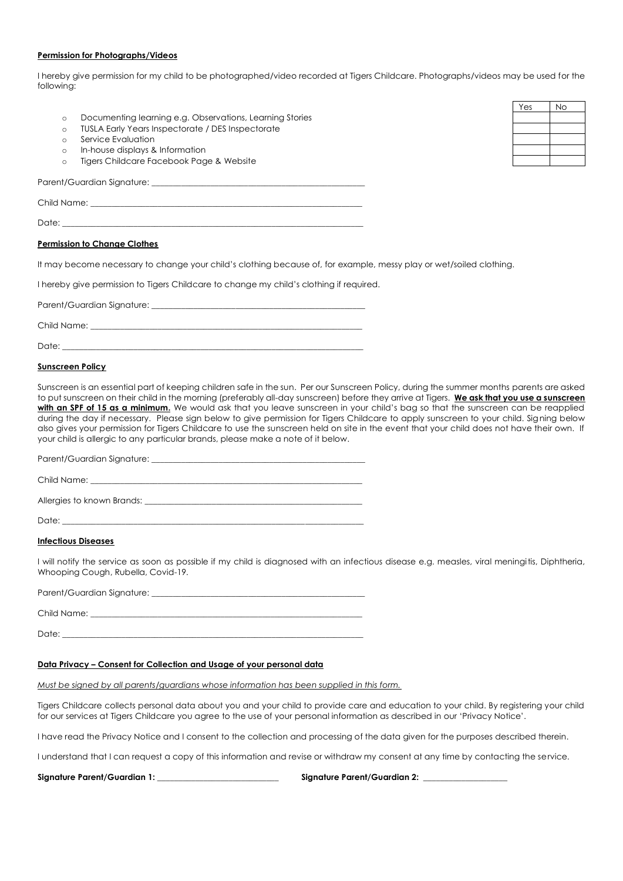**Permission for Photographs/Videos**

I hereby give permission for my child to be photographed/video recorded at Tigers Childcare. Photographs/videos may be used for the following:

| | Yes | No |
|---|---|---|
| Documenting learning e.g. Observations, Learning Stories | | |
| TUSLA Early Years Inspectorate / DES Inspectorate | | |
| Service Evaluation | | |
| In-house displays & Information | | |
| Tigers Childcare Facebook Page & Website | | |

Parent/Guardian Signature: ___________________________________________

Child Name: ___________________________________________

Date: ___________________________________________

**Permission to Change Clothes**

It may become necessary to change your child's clothing because of, for example, messy play or wet/soiled clothing.

I hereby give permission to Tigers Childcare to change my child's clothing if required.

Parent/Guardian Signature: ___________________________________________

Child Name: ___________________________________________

Date: ___________________________________________

**Sunscreen Policy**

Sunscreen is an essential part of keeping children safe in the sun. Per our Sunscreen Policy, during the summer months parents are asked to put sunscreen on their child in the morning (preferably all-day sunscreen) before they arrive at Tigers. **We ask that you use a sunscreen with an SPF of 15 as a minimum.** We would ask that you leave sunscreen in your child's bag so that the sunscreen can be reapplied during the day if necessary. Please sign below to give permission for Tigers Childcare to apply sunscreen to your child. Signing below also gives your permission for Tigers Childcare to use the sunscreen held on site in the event that your child does not have their own. If your child is allergic to any particular brands, please make a note of it below.

Parent/Guardian Signature: ___________________________________________

Child Name: ___________________________________________

Allergies to known Brands: ___________________________________________

Date: ___________________________________________

**Infectious Diseases**

I will notify the service as soon as possible if my child is diagnosed with an infectious disease e.g. measles, viral meningitis, Diphtheria, Whooping Cough, Rubella, Covid-19.

Parent/Guardian Signature: ___________________________________________

Child Name: ___________________________________________

Date: ___________________________________________

**Data Privacy – Consent for Collection and Usage of your personal data**

*Must be signed by all parents/guardians whose information has been supplied in this form.*

Tigers Childcare collects personal data about you and your child to provide care and education to your child. By registering your child for our services at Tigers Childcare you agree to the use of your personal information as described in our 'Privacy Notice'.

I have read the Privacy Notice and I consent to the collection and processing of the data given for the purposes described therein.

I understand that I can request a copy of this information and revise or withdraw my consent at any time by contacting the service.

**Signature Parent/Guardian 1:** ___________________________ **Signature Parent/Guardian 2:** ___________________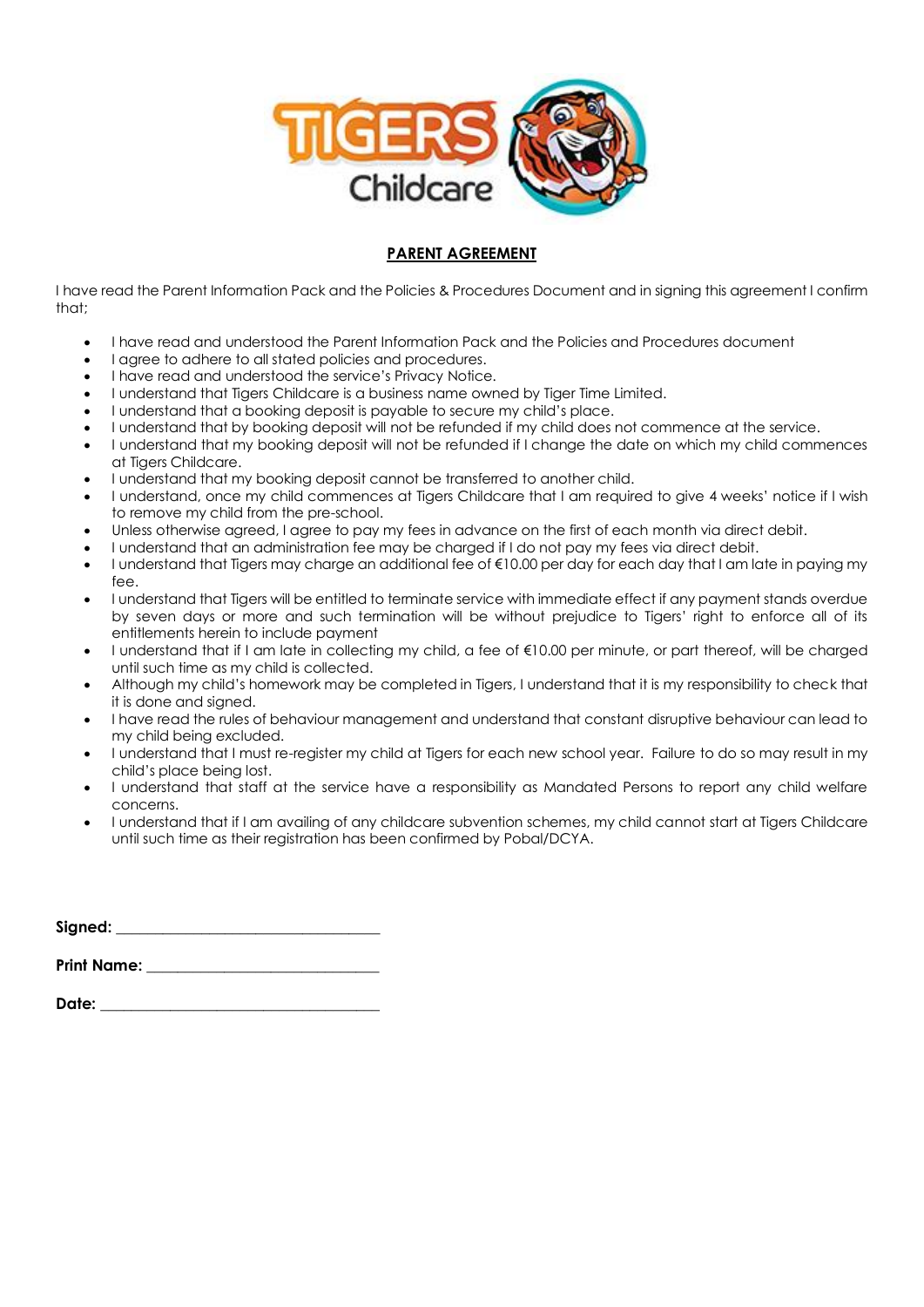## PARENT AGREEMENT

I have read the Parent Information Pack and the Policies & Procedures Document and in signing this agreement I confirm that;

- I have read and understood the Parent Information Pack and the Policies and Procedures document
- I agree to adhere to all stated policies and procedures.
- I have read and understood the service's Privacy Notice.
- I understand that Tigers Childcare is a business name owned by Tiger Time Limited.
- I understand that a booking deposit is payable to secure my child's place.
- I understand that by booking deposit will not be refunded if my child does not commence at the service.
- I understand that my booking deposit will not be refunded if I change the date on which my child commences at Tigers Childcare.
- I understand that my booking deposit cannot be transferred to another child.
- I understand, once my child commences at Tigers Childcare that I am required to give 4 weeks' notice if I wish to remove my child from the pre-school.
- Unless otherwise agreed, I agree to pay my fees in advance on the first of each month via direct debit.
- I understand that an administration fee may be charged if I do not pay my fees via direct debit.
- I understand that Tigers may charge an additional fee of €10.00 per day for each day that I am late in paying my fee.
- I understand that Tigers will be entitled to terminate service with immediate effect if any payment stands overdue by seven days or more and such termination will be without prejudice to Tigers' right to enforce all of its entitlements herein to include payment
- I understand that if I am late in collecting my child, a fee of €10.00 per minute, or part thereof, will be charged until such time as my child is collected.
- Although my child's homework may be completed in Tigers, I understand that it is my responsibility to check that it is done and signed.
- I have read the rules of behaviour management and understand that constant disruptive behaviour can lead to my child being excluded.
- I understand that I must re-register my child at Tigers for each new school year. Failure to do so may result in my child's place being lost.
- I understand that staff at the service have a responsibility as Mandated Persons to report any child welfare concerns.
- I understand that if I am availing of any childcare subvention schemes, my child cannot start at Tigers Childcare until such time as their registration has been confirmed by Pobal/DCYA.

**Signed:** ________________________________

**Print Name:** ____________________________

**Date:** __________________________________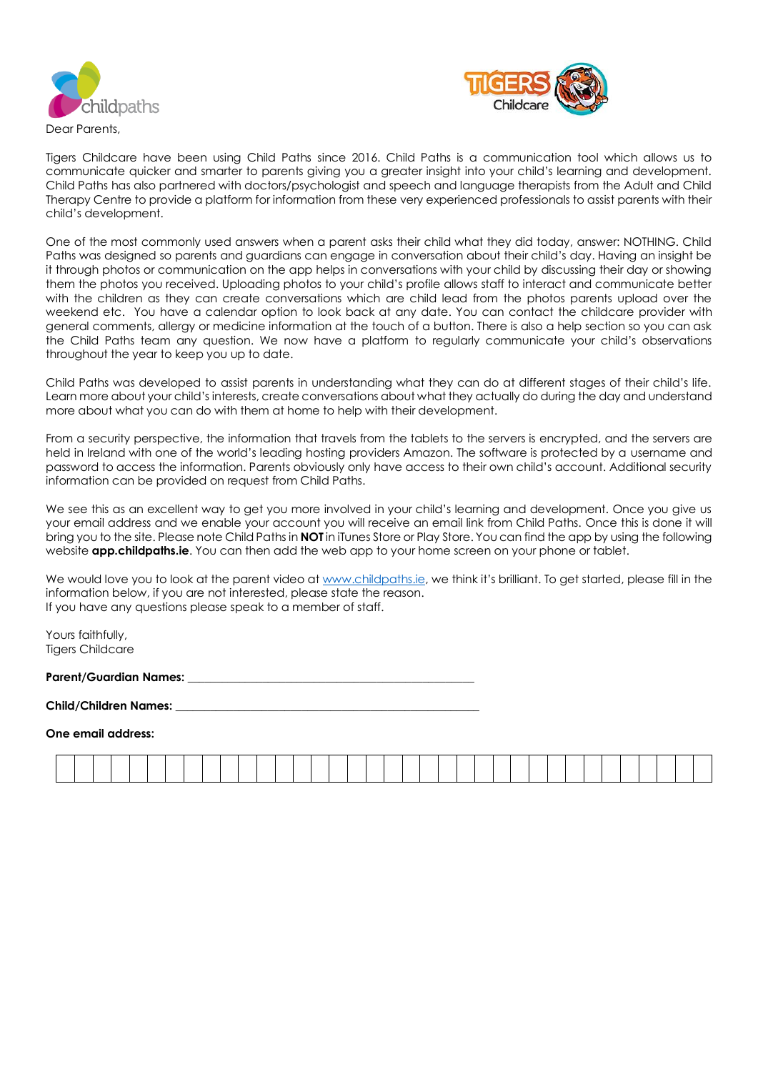Dear Parents,

Tigers Childcare have been using Child Paths since 2016. Child Paths is a communication tool which allows us to communicate quicker and smarter to parents giving you a greater insight into your child's learning and development. Child Paths has also partnered with doctors/psychologist and speech and language therapists from the Adult and Child Therapy Centre to provide a platform for information from these very experienced professionals to assist parents with their child's development.

One of the most commonly used answers when a parent asks their child what they did today, answer: NOTHING. Child Paths was designed so parents and guardians can engage in conversation about their child's day. Having an insight be it through photos or communication on the app helps in conversations with your child by discussing their day or showing them the photos you received. Uploading photos to your child's profile allows staff to interact and communicate better with the children as they can create conversations which are child lead from the photos parents upload over the weekend etc. You have a calendar option to look back at any date. You can contact the childcare provider with general comments, allergy or medicine information at the touch of a button. There is also a help section so you can ask the Child Paths team any question. We now have a platform to regularly communicate your child's observations throughout the year to keep you up to date.

Child Paths was developed to assist parents in understanding what they can do at different stages of their child's life. Learn more about your child's interests, create conversations about what they actually do during the day and understand more about what you can do with them at home to help with their development.

From a security perspective, the information that travels from the tablets to the servers is encrypted, and the servers are held in Ireland with one of the world's leading hosting providers Amazon. The software is protected by a username and password to access the information. Parents obviously only have access to their own child's account. Additional security information can be provided on request from Child Paths.

We see this as an excellent way to get you more involved in your child's learning and development. Once you give us your email address and we enable your account you will receive an email link from Child Paths. Once this is done it will bring you to the site. Please note Child Paths in **NOT** in iTunes Store or Play Store. You can find the app by using the following website **app.childpaths.ie**. You can then add the web app to your home screen on your phone or tablet.

We would love you to look at the parent video at www.childpaths.ie, we think it's brilliant. To get started, please fill in the information below, if you are not interested, please state the reason.
If you have any questions please speak to a member of staff.

Yours faithfully,
Tigers Childcare

**Parent/Guardian Names:** ________________________________________________

**Child/Children Names:** ________________________________________________

**One email address:**

| | | | | | | | | | | | | | | | | | | | | | | | | | | | | | | | | | | | |
|---|---|---|---|---|---|---|---|---|---|---|---|---|---|---|---|---|---|---|---|---|---|---|---|---|---|---|---|---|---|---|---|---|---|---|---|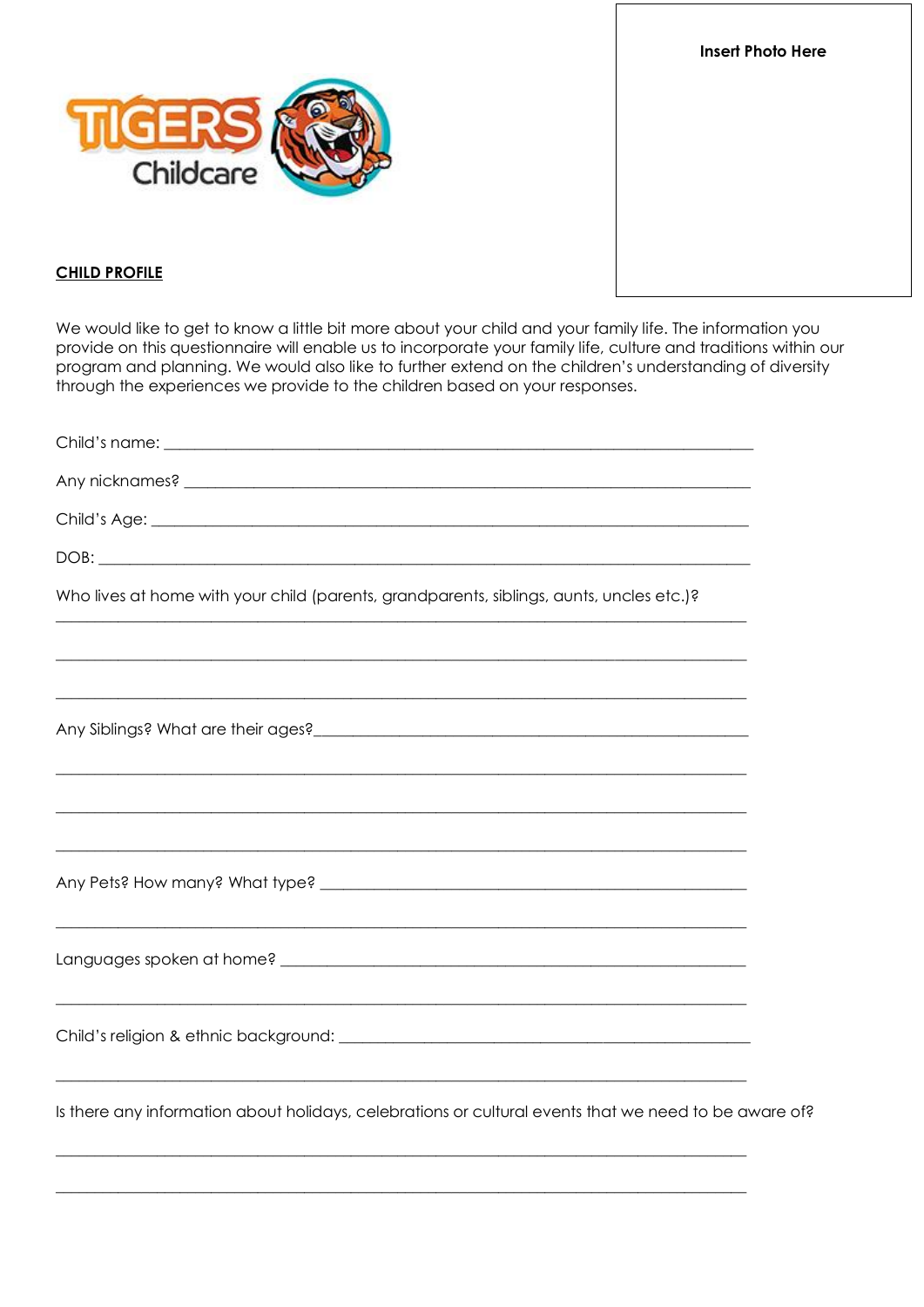Insert Photo Here

**CHILD PROFILE**

We would like to get to know a little bit more about your child and your family life. The information you provide on this questionnaire will enable us to incorporate your family life, culture and traditions within our program and planning. We would also like to further extend on the children's understanding of diversity through the experiences we provide to the children based on your responses.

Child's name: ___________________________________________________________________

Any nicknames? _________________________________________________________________

Child's Age: ____________________________________________________________________

DOB: _________________________________________________________________________

Who lives at home with your child (parents, grandparents, siblings, aunts, uncles etc.)?

___________________________________________________________________________

___________________________________________________________________________

___________________________________________________________________________

Any Siblings? What are their ages?__________________________________________________

___________________________________________________________________________

___________________________________________________________________________

___________________________________________________________________________

Any Pets? How many? What type? _________________________________________________

___________________________________________________________________________

Languages spoken at home? _____________________________________________________

___________________________________________________________________________

Child's religion & ethnic background: _______________________________________________

___________________________________________________________________________

Is there any information about holidays, celebrations or cultural events that we need to be aware of?

___________________________________________________________________________

___________________________________________________________________________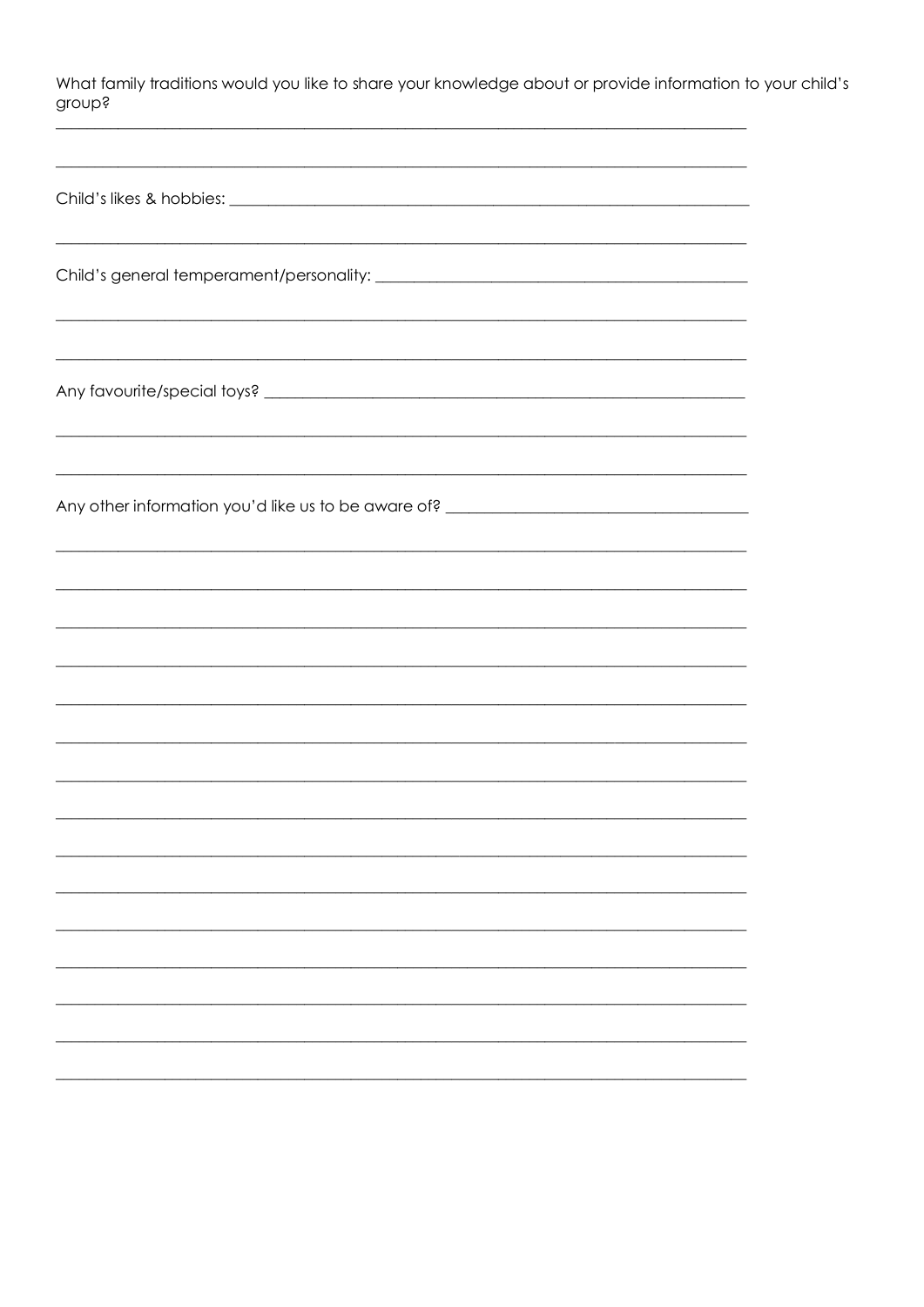What family traditions would you like to share your knowledge about or provide information to your child's group?

_______________________________________________________________________________

_______________________________________________________________________________

Child's likes & hobbies: _________________________________________________________

_______________________________________________________________________________

Child's general temperament/personality: ___________________________________

_______________________________________________________________________________

_______________________________________________________________________________

Any favourite/special toys? ______________________________________________________

_______________________________________________________________________________

_______________________________________________________________________________

Any other information you'd like us to be aware of? __________________________

_______________________________________________________________________________

_______________________________________________________________________________

_______________________________________________________________________________

_______________________________________________________________________________

_______________________________________________________________________________

_______________________________________________________________________________

_______________________________________________________________________________

_______________________________________________________________________________

_______________________________________________________________________________

_______________________________________________________________________________

_______________________________________________________________________________

_______________________________________________________________________________

_______________________________________________________________________________

_______________________________________________________________________________

_______________________________________________________________________________